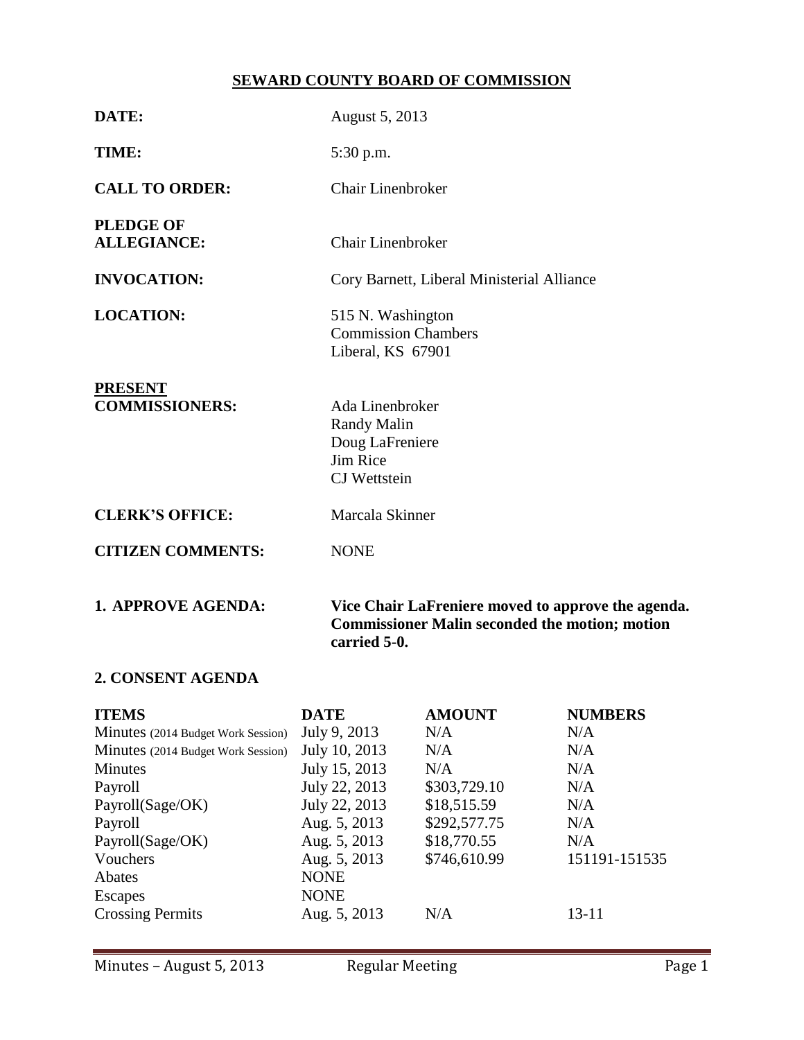# SEWARD COUNTY BOARD OF COMMISSION

**DATE:** August 5, 2013

**TIME:** 5:30 p.m.

**CALL TO ORDER:** Chair Linenbroker

**PLEDGE OF ALLEGIANCE:** Chair Linenbroker

**INVOCATION:** Cory Barnett, Liberal Ministerial Alliance

**LOCATION:** 515 N. Washington
Commission Chambers
Liberal, KS 67901

**PRESENT COMMISSIONERS:**
Ada Linenbroker
Randy Malin
Doug LaFreniere
Jim Rice
CJ Wettstein

**CLERK'S OFFICE:** Marcala Skinner

**CITIZEN COMMENTS:** NONE

**1. APPROVE AGENDA:** **Vice Chair LaFreniere moved to approve the agenda. Commissioner Malin seconded the motion; motion carried 5-0.**

**2. CONSENT AGENDA**

| ITEMS | DATE | AMOUNT | NUMBERS |
|---|---|---|---|
| Minutes (2014 Budget Work Session) | July 9, 2013 | N/A | N/A |
| Minutes (2014 Budget Work Session) | July 10, 2013 | N/A | N/A |
| Minutes | July 15, 2013 | N/A | N/A |
| Payroll | July 22, 2013 | $303,729.10 | N/A |
| Payroll(Sage/OK) | July 22, 2013 | $18,515.59 | N/A |
| Payroll | Aug. 5, 2013 | $292,577.75 | N/A |
| Payroll(Sage/OK) | Aug. 5, 2013 | $18,770.55 | N/A |
| Vouchers | Aug. 5, 2013 | $746,610.99 | 151191-151535 |
| Abates | NONE | | |
| Escapes | NONE | | |
| Crossing Permits | Aug. 5, 2013 | N/A | 13-11 |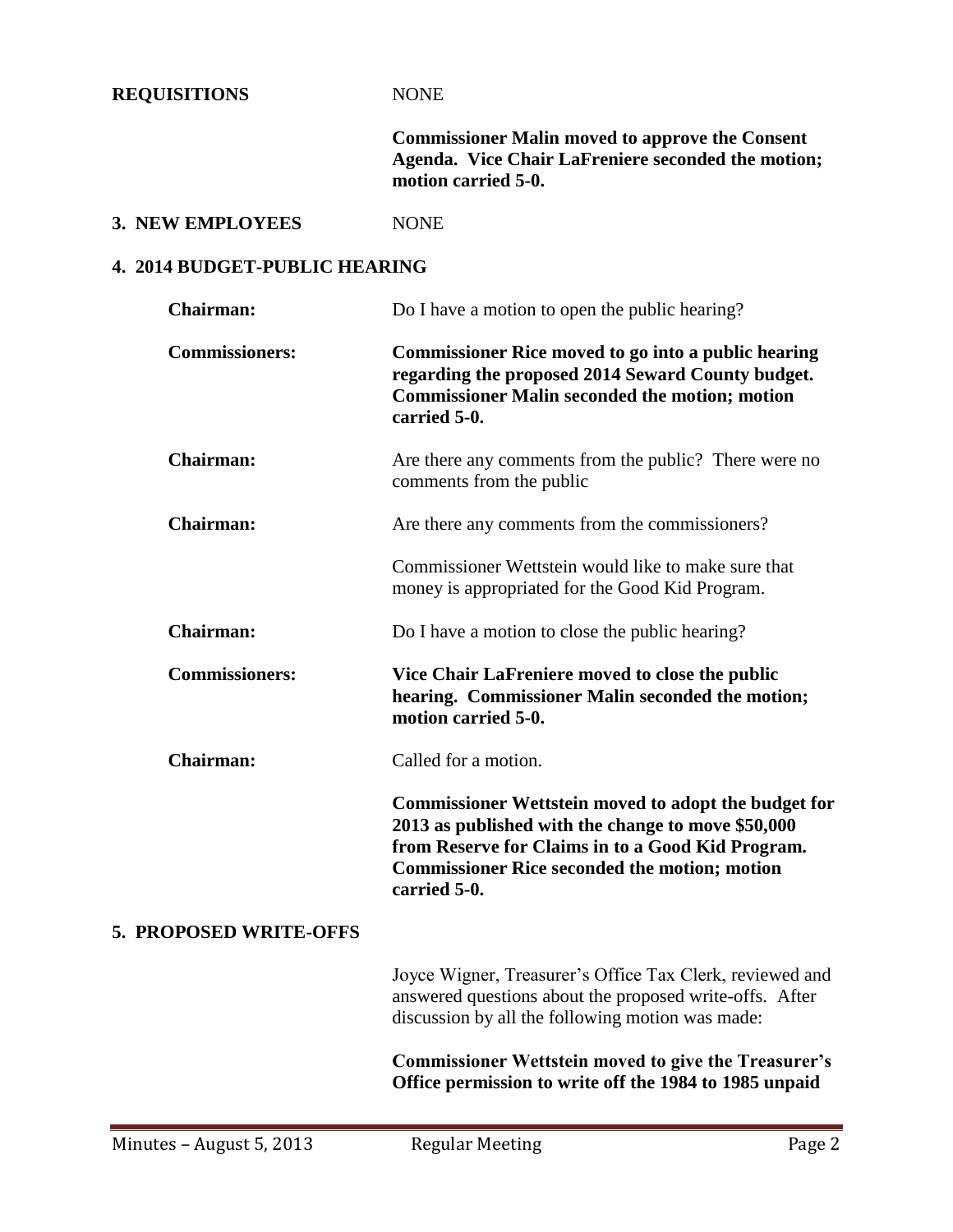**REQUISITIONS** NONE

**Commissioner Malin moved to approve the Consent Agenda. Vice Chair LaFreniere seconded the motion; motion carried 5-0.**

**3. NEW EMPLOYEES** NONE

**4. 2014 BUDGET-PUBLIC HEARING**

**Chairman:** Do I have a motion to open the public hearing?

**Commissioners:** **Commissioner Rice moved to go into a public hearing regarding the proposed 2014 Seward County budget. Commissioner Malin seconded the motion; motion carried 5-0.**

**Chairman:** Are there any comments from the public? There were no comments from the public

**Chairman:** Are there any comments from the commissioners?

Commissioner Wettstein would like to make sure that money is appropriated for the Good Kid Program.

**Chairman:** Do I have a motion to close the public hearing?

**Commissioners:** **Vice Chair LaFreniere moved to close the public hearing. Commissioner Malin seconded the motion; motion carried 5-0.**

**Chairman:** Called for a motion.

**Commissioner Wettstein moved to adopt the budget for 2013 as published with the change to move $50,000 from Reserve for Claims in to a Good Kid Program. Commissioner Rice seconded the motion; motion carried 5-0.**

**5. PROPOSED WRITE-OFFS**

Joyce Wigner, Treasurer's Office Tax Clerk, reviewed and answered questions about the proposed write-offs. After discussion by all the following motion was made:

**Commissioner Wettstein moved to give the Treasurer's Office permission to write off the 1984 to 1985 unpaid**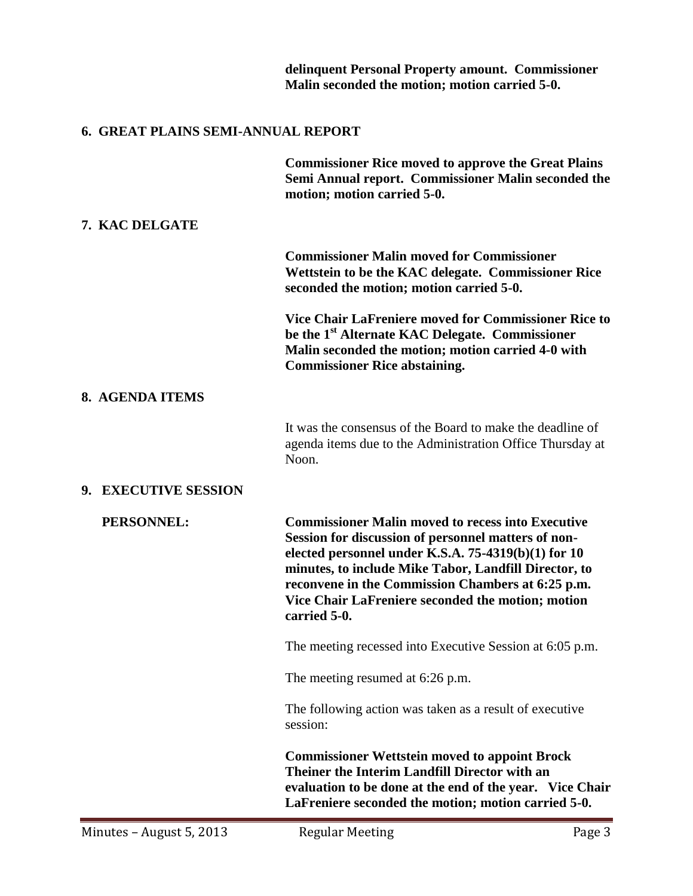**delinquent Personal Property amount. Commissioner Malin seconded the motion; motion carried 5-0.**

## 6. GREAT PLAINS SEMI-ANNUAL REPORT

**Commissioner Rice moved to approve the Great Plains Semi Annual report. Commissioner Malin seconded the motion; motion carried 5-0.**

## 7. KAC DELGATE

**Commissioner Malin moved for Commissioner Wettstein to be the KAC delegate. Commissioner Rice seconded the motion; motion carried 5-0.**

**Vice Chair LaFreniere moved for Commissioner Rice to be the 1st Alternate KAC Delegate. Commissioner Malin seconded the motion; motion carried 4-0 with Commissioner Rice abstaining.**

## 8. AGENDA ITEMS

It was the consensus of the Board to make the deadline of agenda items due to the Administration Office Thursday at Noon.

## 9. EXECUTIVE SESSION

**PERSONNEL:** **Commissioner Malin moved to recess into Executive Session for discussion of personnel matters of non-elected personnel under K.S.A. 75-4319(b)(1) for 10 minutes, to include Mike Tabor, Landfill Director, to reconvene in the Commission Chambers at 6:25 p.m. Vice Chair LaFreniere seconded the motion; motion carried 5-0.**

The meeting recessed into Executive Session at 6:05 p.m.

The meeting resumed at 6:26 p.m.

The following action was taken as a result of executive session:

**Commissioner Wettstein moved to appoint Brock Theiner the Interim Landfill Director with an evaluation to be done at the end of the year. Vice Chair LaFreniere seconded the motion; motion carried 5-0.**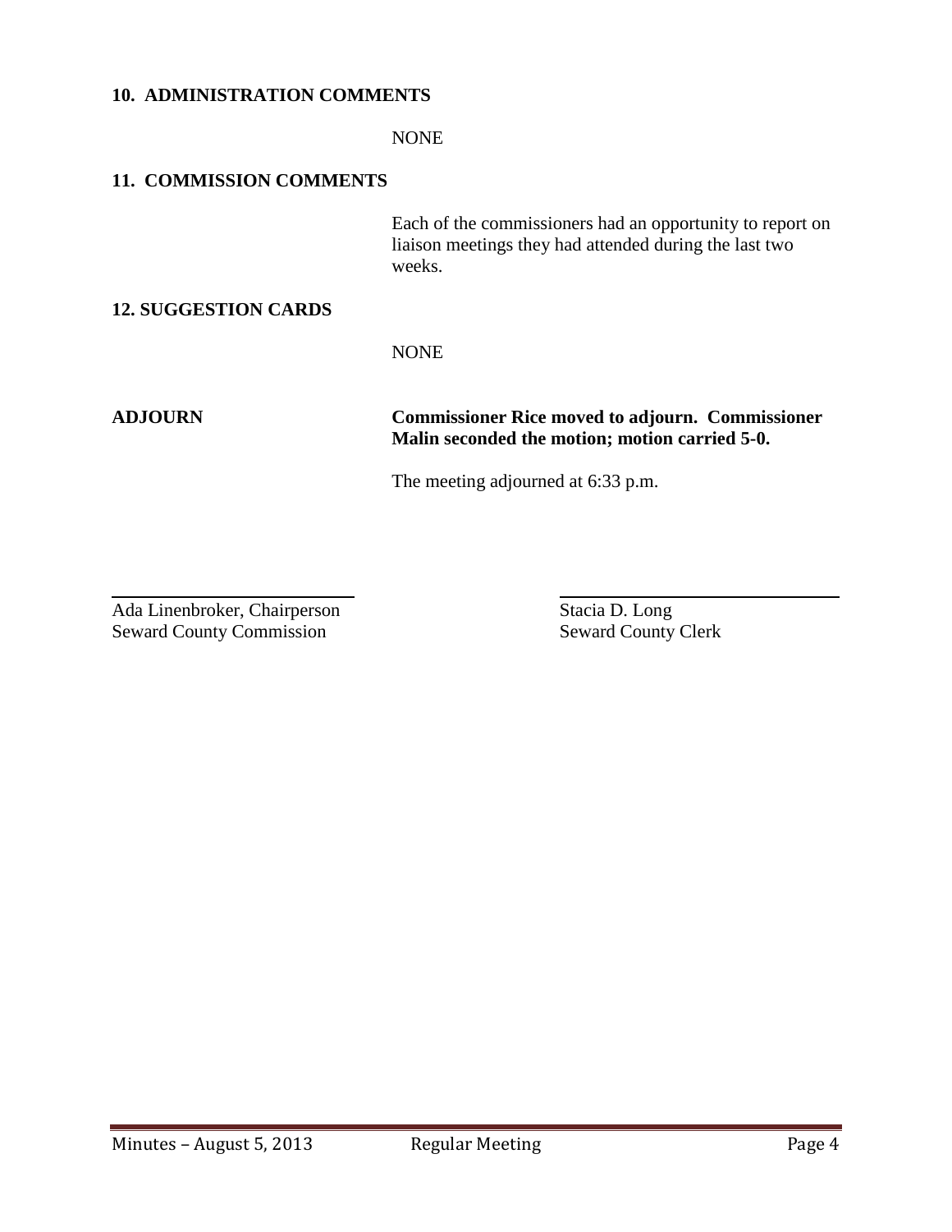**10. ADMINISTRATION COMMENTS**

NONE

**11. COMMISSION COMMENTS**

Each of the commissioners had an opportunity to report on liaison meetings they had attended during the last two weeks.

**12. SUGGESTION CARDS**

NONE

**ADJOURN**

**Commissioner Rice moved to adjourn. Commissioner Malin seconded the motion; motion carried 5-0.**

The meeting adjourned at 6:33 p.m.

Ada Linenbroker, Chairperson
Seward County Commission

Stacia D. Long
Seward County Clerk